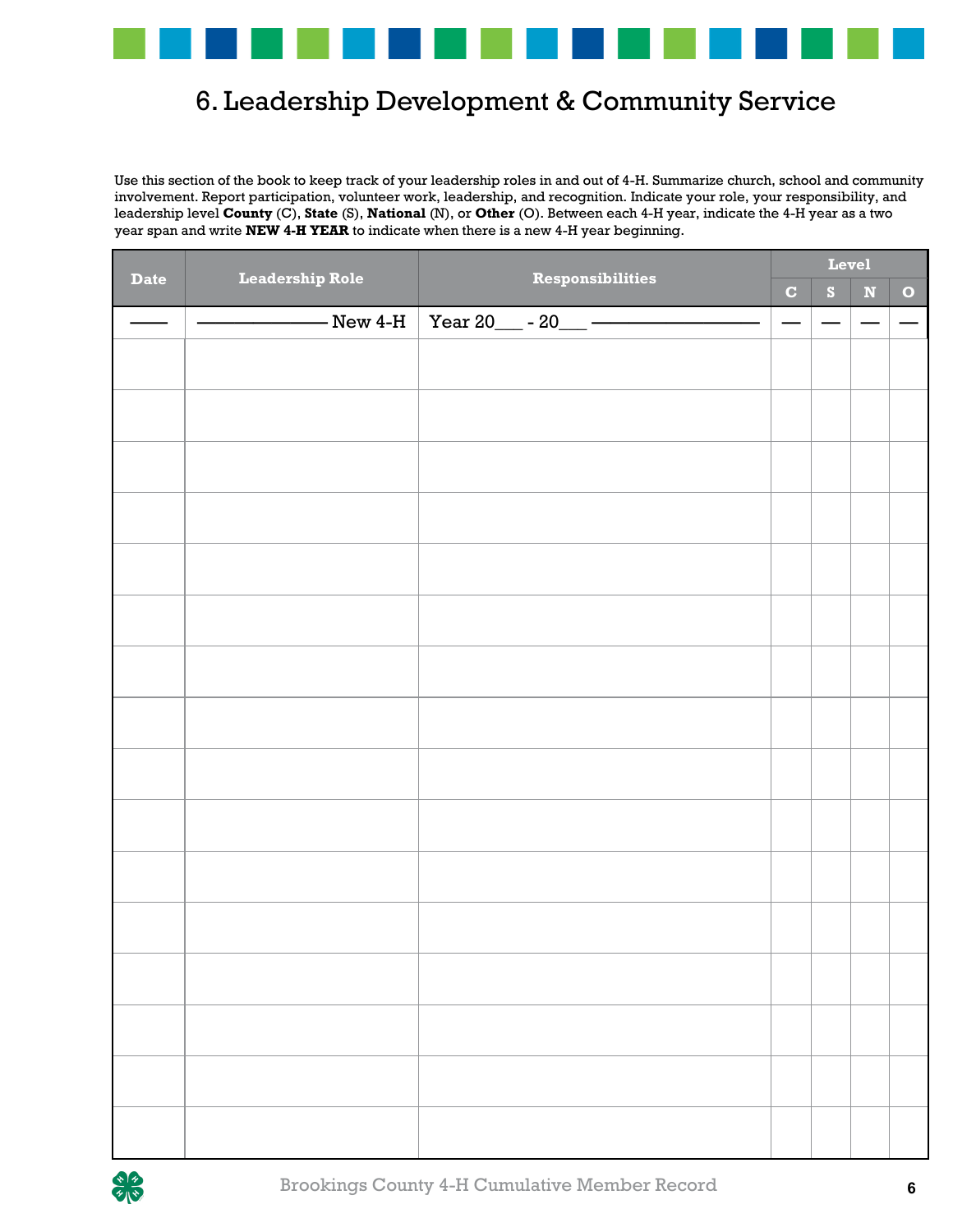# 6. Leadership Development & Community Service

Use this section of the book to keep track of your leadership roles in and out of 4-H. Summarize church, school and community involvement. Report participation, volunteer work, leadership, and recognition. Indicate your role, your responsibility, and leadership level **County** (C), **State** (S), **National** (N), or **Other** (O). Between each 4-H year, indicate the 4-H year as a two year span and write **NEW 4-H YEAR** to indicate when there is a new 4-H year beginning.

| Date | Leadership Role | Responsibilities | Level | | | |
|---|---|---|---|---|---|---|
| | | | C | S | N | O |
| —— | —————— New 4-H | Year 20___ - 20___ —————————— | — | — | — | — |
| | | | | | | |
| | | | | | | |
| | | | | | | |
| | | | | | | |
| | | | | | | |
| | | | | | | |
| | | | | | | |
| | | | | | | |
| | | | | | | |
| | | | | | | |
| | | | | | | |
| | | | | | | |
| | | | | | | |
| | | | | | | |
| | | | | | | |
| | | | | | | |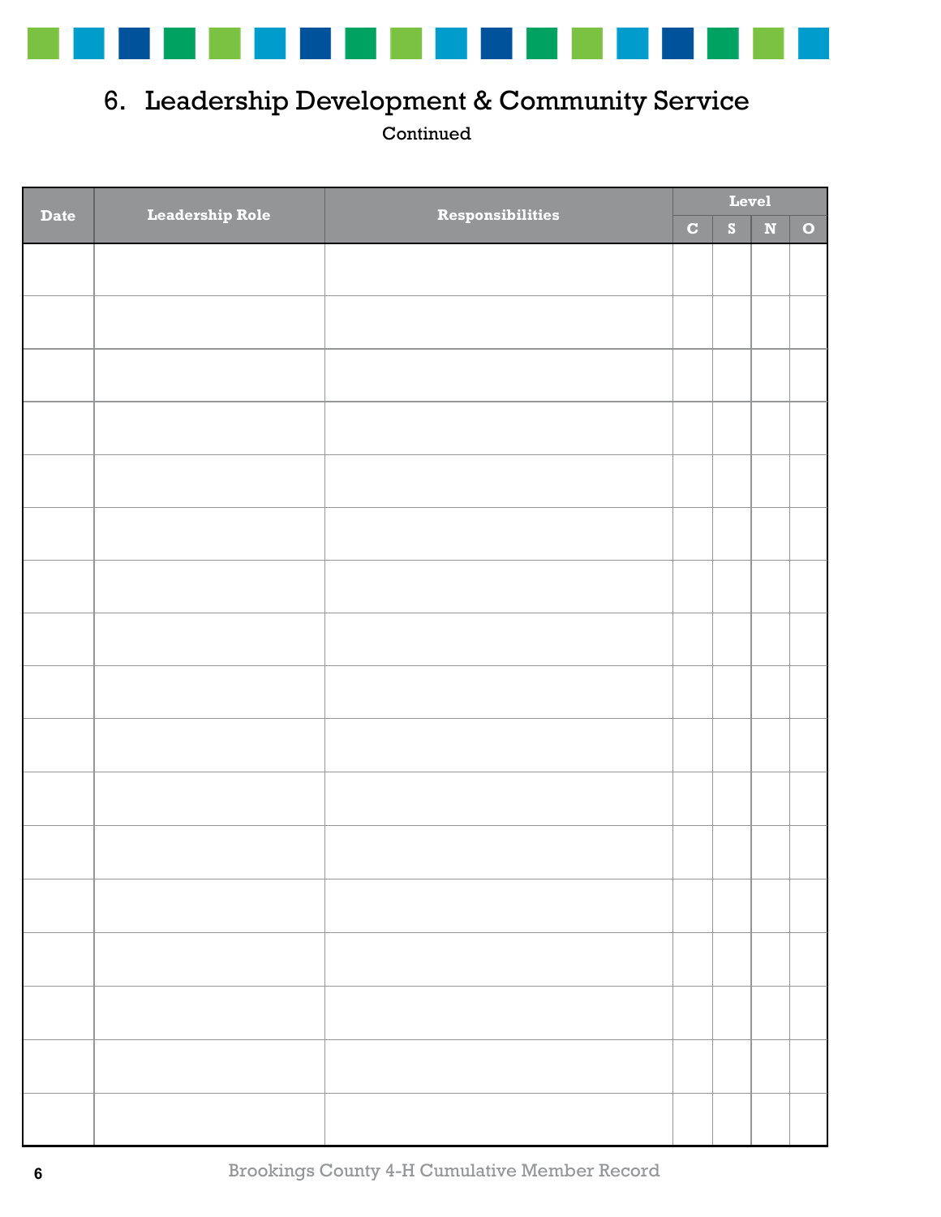## 6. Leadership Development & Community Service

Continued

| Date | Leadership Role | Responsibilities | Level | | | |
|---|---|---|---|---|---|---|
| | | | C | S | N | O |
| | | | | | | |
| | | | | | | |
| | | | | | | |
| | | | | | | |
| | | | | | | |
| | | | | | | |
| | | | | | | |
| | | | | | | |
| | | | | | | |
| | | | | | | |
| | | | | | | |
| | | | | | | |
| | | | | | | |
| | | | | | | |
| | | | | | | |
| | | | | | | |
| | | | | | | |